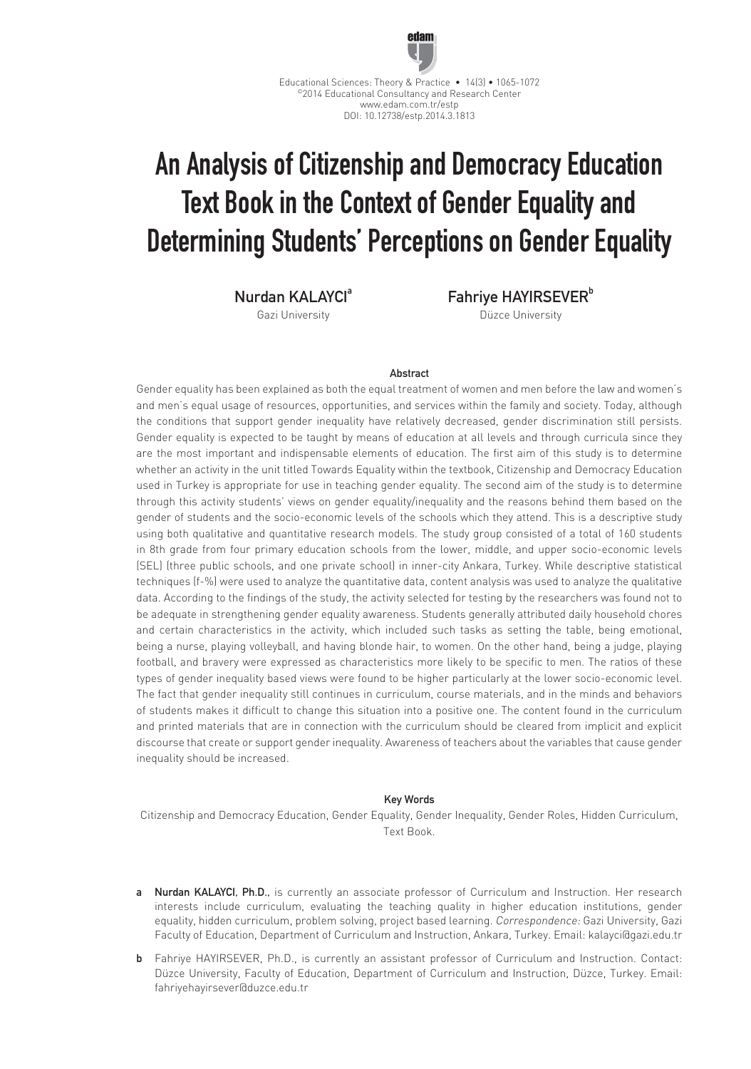Educational Sciences: Theory & Practice • 14(3) • 1065-1072
©2014 Educational Consultancy and Research Center
www.edam.com.tr/estp
DOI: 10.12738/estp.2014.3.1813

# An Analysis of Citizenship and Democracy Education Text Book in the Context of Gender Equality and Determining Students' Perceptions on Gender Equality

**Nurdan KALAYCI**[a]
Gazi University

**Fahriye HAYIRSEVER**[b]
Düzce University

### Abstract

Gender equality has been explained as both the equal treatment of women and men before the law and women's and men's equal usage of resources, opportunities, and services within the family and society. Today, although the conditions that support gender inequality have relatively decreased, gender discrimination still persists. Gender equality is expected to be taught by means of education at all levels and through curricula since they are the most important and indispensable elements of education. The first aim of this study is to determine whether an activity in the unit titled Towards Equality within the textbook, Citizenship and Democracy Education used in Turkey is appropriate for use in teaching gender equality. The second aim of the study is to determine through this activity students' views on gender equality/inequality and the reasons behind them based on the gender of students and the socio-economic levels of the schools which they attend. This is a descriptive study using both qualitative and quantitative research models. The study group consisted of a total of 160 students in 8th grade from four primary education schools from the lower, middle, and upper socio-economic levels (SEL) (three public schools, and one private school) in inner-city Ankara, Turkey. While descriptive statistical techniques (f-%) were used to analyze the quantitative data, content analysis was used to analyze the qualitative data. According to the findings of the study, the activity selected for testing by the researchers was found not to be adequate in strengthening gender equality awareness. Students generally attributed daily household chores and certain characteristics in the activity, which included such tasks as setting the table, being emotional, being a nurse, playing volleyball, and having blonde hair, to women. On the other hand, being a judge, playing football, and bravery were expressed as characteristics more likely to be specific to men. The ratios of these types of gender inequality based views were found to be higher particularly at the lower socio-economic level. The fact that gender inequality still continues in curriculum, course materials, and in the minds and behaviors of students makes it difficult to change this situation into a positive one. The content found in the curriculum and printed materials that are in connection with the curriculum should be cleared from implicit and explicit discourse that create or support gender inequality. Awareness of teachers about the variables that cause gender inequality should be increased.

### Key Words

Citizenship and Democracy Education, Gender Equality, Gender Inequality, Gender Roles, Hidden Curriculum, Text Book.

---

a **Nurdan KALAYCI, Ph.D.**, is currently an associate professor of Curriculum and Instruction. Her research interests include curriculum, evaluating the teaching quality in higher education institutions, gender equality, hidden curriculum, problem solving, project based learning. *Correspondence:* Gazi University, Gazi Faculty of Education, Department of Curriculum and Instruction, Ankara, Turkey. Email: kalayci@gazi.edu.tr

b Fahriye HAYIRSEVER, Ph.D., is currently an assistant professor of Curriculum and Instruction. Contact: Düzce University, Faculty of Education, Department of Curriculum and Instruction, Düzce, Turkey. Email: fahriyehayirsever@duzce.edu.tr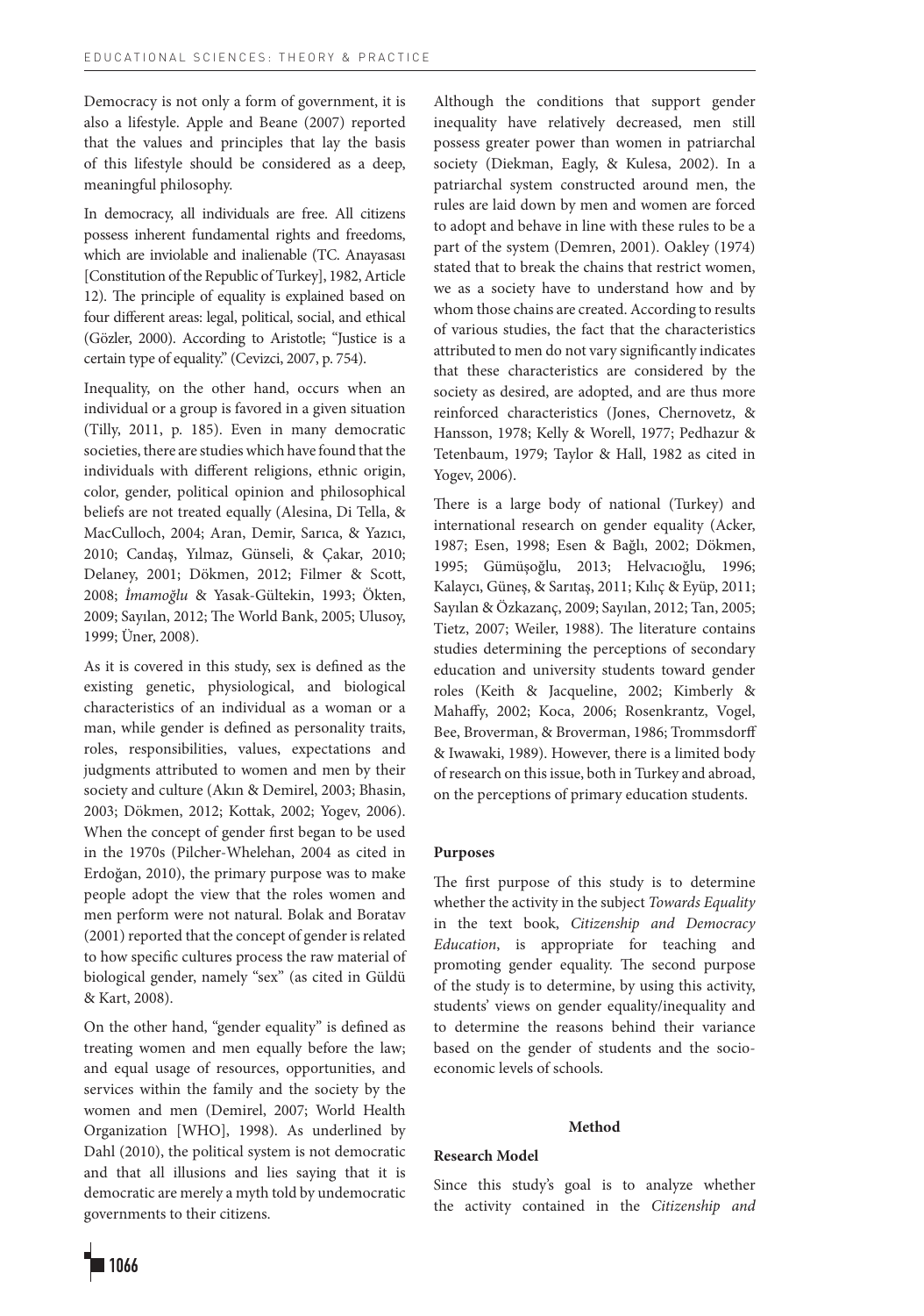Democracy is not only a form of government, it is also a lifestyle. Apple and Beane (2007) reported that the values and principles that lay the basis of this lifestyle should be considered as a deep, meaningful philosophy.

In democracy, all individuals are free. All citizens possess inherent fundamental rights and freedoms, which are inviolable and inalienable (TC. Anayasası [Constitution of the Republic of Turkey], 1982, Article 12). The principle of equality is explained based on four different areas: legal, political, social, and ethical (Gözler, 2000). According to Aristotle; "Justice is a certain type of equality." (Cevizci, 2007, p. 754).

Inequality, on the other hand, occurs when an individual or a group is favored in a given situation (Tilly, 2011, p. 185). Even in many democratic societies, there are studies which have found that the individuals with different religions, ethnic origin, color, gender, political opinion and philosophical beliefs are not treated equally (Alesina, Di Tella, & MacCulloch, 2004; Aran, Demir, Sarıca, & Yazıcı, 2010; Candaş, Yılmaz, Günseli, & Çakar, 2010; Delaney, 2001; Dökmen, 2012; Filmer & Scott, 2008; *İmamoğlu* & Yasak-Gültekin, 1993; Ökten, 2009; Sayılan, 2012; The World Bank, 2005; Ulusoy, 1999; Üner, 2008).

As it is covered in this study, sex is defined as the existing genetic, physiological, and biological characteristics of an individual as a woman or a man, while gender is defined as personality traits, roles, responsibilities, values, expectations and judgments attributed to women and men by their society and culture (Akın & Demirel, 2003; Bhasin, 2003; Dökmen, 2012; Kottak, 2002; Yogev, 2006). When the concept of gender first began to be used in the 1970s (Pilcher-Whelehan, 2004 as cited in Erdoğan, 2010), the primary purpose was to make people adopt the view that the roles women and men perform were not natural. Bolak and Boratav (2001) reported that the concept of gender is related to how specific cultures process the raw material of biological gender, namely "sex" (as cited in Güldü & Kart, 2008).

On the other hand, "gender equality" is defined as treating women and men equally before the law; and equal usage of resources, opportunities, and services within the family and the society by the women and men (Demirel, 2007; World Health Organization [WHO], 1998). As underlined by Dahl (2010), the political system is not democratic and that all illusions and lies saying that it is democratic are merely a myth told by undemocratic governments to their citizens.

Although the conditions that support gender inequality have relatively decreased, men still possess greater power than women in patriarchal society (Diekman, Eagly, & Kulesa, 2002). In a patriarchal system constructed around men, the rules are laid down by men and women are forced to adopt and behave in line with these rules to be a part of the system (Demren, 2001). Oakley (1974) stated that to break the chains that restrict women, we as a society have to understand how and by whom those chains are created. According to results of various studies, the fact that the characteristics attributed to men do not vary significantly indicates that these characteristics are considered by the society as desired, are adopted, and are thus more reinforced characteristics (Jones, Chernovetz, & Hansson, 1978; Kelly & Worell, 1977; Pedhazur & Tetenbaum, 1979; Taylor & Hall, 1982 as cited in Yogev, 2006).

There is a large body of national (Turkey) and international research on gender equality (Acker, 1987; Esen, 1998; Esen & Bağlı, 2002; Dökmen, 1995; Gümüşoğlu, 2013; Helvacıoğlu, 1996; Kalaycı, Güneş, & Sarıtaş, 2011; Kılıç & Eyüp, 2011; Sayılan & Özkazanç, 2009; Sayılan, 2012; Tan, 2005; Tietz, 2007; Weiler, 1988). The literature contains studies determining the perceptions of secondary education and university students toward gender roles (Keith & Jacqueline, 2002; Kimberly & Mahaffy, 2002; Koca, 2006; Rosenkrantz, Vogel, Bee, Broverman, & Broverman, 1986; Trommsdorff & Iwawaki, 1989). However, there is a limited body of research on this issue, both in Turkey and abroad, on the perceptions of primary education students.

### Purposes

The first purpose of this study is to determine whether the activity in the subject *Towards Equality* in the text book, *Citizenship and Democracy Education*, is appropriate for teaching and promoting gender equality. The second purpose of the study is to determine, by using this activity, students' views on gender equality/inequality and to determine the reasons behind their variance based on the gender of students and the socio-economic levels of schools.

## Method

### Research Model

Since this study's goal is to analyze whether the activity contained in the *Citizenship and*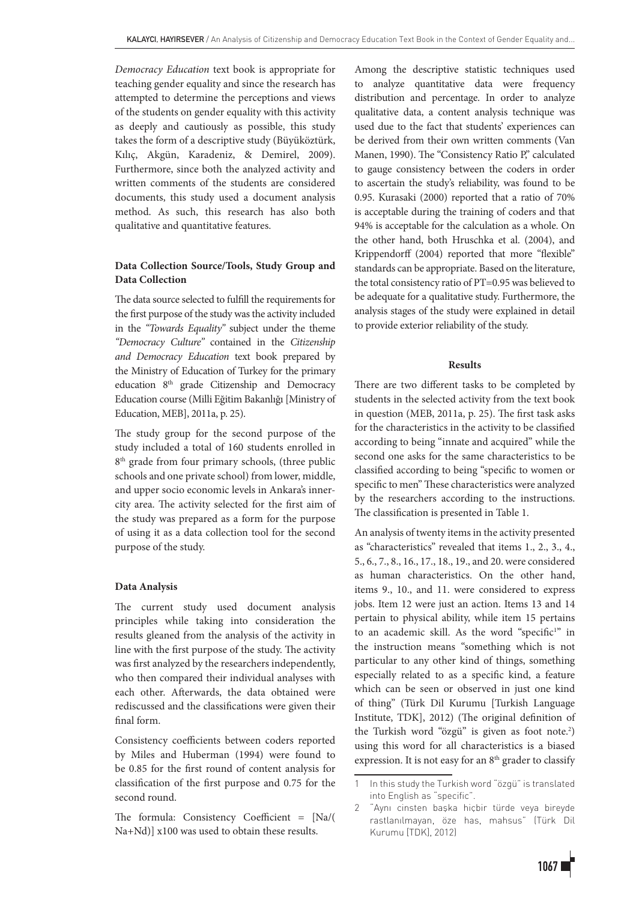*Democracy Education* text book is appropriate for teaching gender equality and since the research has attempted to determine the perceptions and views of the students on gender equality with this activity as deeply and cautiously as possible, this study takes the form of a descriptive study (Büyüköztürk, Kılıç, Akgün, Karadeniz, & Demirel, 2009). Furthermore, since both the analyzed activity and written comments of the students are considered documents, this study used a document analysis method. As such, this research has also both qualitative and quantitative features.

### Data Collection Source/Tools, Study Group and Data Collection

The data source selected to fulfill the requirements for the first purpose of the study was the activity included in the *"Towards Equality"* subject under the theme *"Democracy Culture"* contained in the *Citizenship and Democracy Education* text book prepared by the Ministry of Education of Turkey for the primary education 8th grade Citizenship and Democracy Education course (Milli Eğitim Bakanlığı [Ministry of Education, MEB], 2011a, p. 25).

The study group for the second purpose of the study included a total of 160 students enrolled in 8th grade from four primary schools, (three public schools and one private school) from lower, middle, and upper socio economic levels in Ankara's inner-city area. The activity selected for the first aim of the study was prepared as a form for the purpose of using it as a data collection tool for the second purpose of the study.

### Data Analysis

The current study used document analysis principles while taking into consideration the results gleaned from the analysis of the activity in line with the first purpose of the study. The activity was first analyzed by the researchers independently, who then compared their individual analyses with each other. Afterwards, the data obtained were rediscussed and the classifications were given their final form.

Consistency coefficients between coders reported by Miles and Huberman (1994) were found to be 0.85 for the first round of content analysis for classification of the first purpose and 0.75 for the second round.

The formula: Consistency Coefficient = $[Na/(Na+Nd)] \times 100$ was used to obtain these results.

Among the descriptive statistic techniques used to analyze quantitative data were frequency distribution and percentage. In order to analyze qualitative data, a content analysis technique was used due to the fact that students' experiences can be derived from their own written comments (Van Manen, 1990). The "Consistency Ratio P," calculated to gauge consistency between the coders in order to ascertain the study's reliability, was found to be 0.95. Kurasaki (2000) reported that a ratio of 70% is acceptable during the training of coders and that 94% is acceptable for the calculation as a whole. On the other hand, both Hruschka et al. (2004), and Krippendorff (2004) reported that more "flexible" standards can be appropriate. Based on the literature, the total consistency ratio of PT=0.95 was believed to be adequate for a qualitative study. Furthermore, the analysis stages of the study were explained in detail to provide exterior reliability of the study.

## Results

There are two different tasks to be completed by students in the selected activity from the text book in question (MEB, 2011a, p. 25). The first task asks for the characteristics in the activity to be classified according to being "innate and acquired" while the second one asks for the same characteristics to be classified according to being "specific to women or specific to men" These characteristics were analyzed by the researchers according to the instructions. The classification is presented in Table 1.

An analysis of twenty items in the activity presented as "characteristics" revealed that items 1., 2., 3., 4., 5., 6., 7., 8., 16., 17., 18., 19., and 20. were considered as human characteristics. On the other hand, items 9., 10., and 11. were considered to express jobs. Item 12 were just an action. Items 13 and 14 pertain to physical ability, while item 15 pertains to an academic skill. As the word "specific[1]" in the instruction means "something which is not particular to any other kind of things, something especially related to as a specific kind, a feature which can be seen or observed in just one kind of thing" (Türk Dil Kurumu [Turkish Language Institute, TDK], 2012) (The original definition of the Turkish word "özgü" is given as foot note.[2]) using this word for all characteristics is a biased expression. It is not easy for an 8th grader to classify

---

1 In this study the Turkish word "özgü" is translated into English as "specific".

2 "Aynı cinsten başka hiçbir türde veya bireyde rastlanılmayan, öze has, mahsus" (Türk Dil Kurumu [TDK], 2012)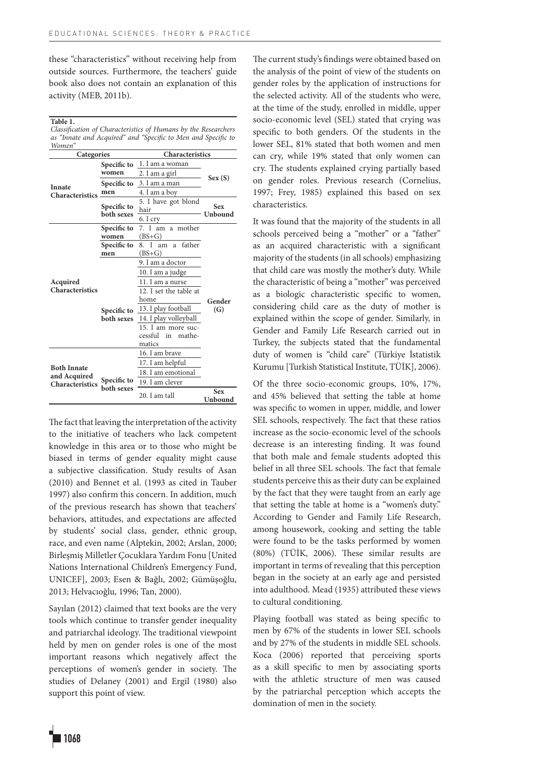these "characteristics" without receiving help from outside sources. Furthermore, the teachers' guide book also does not contain an explanation of this activity (MEB, 2011b).

**Table 1.**
*Classification of Characteristics of Humans by the Researchers as "Innate and Acquired" and "Specific to Men and Specific to Women"*

| Categories | | Characteristics | |
|---|---|---|---|
| Innate Characteristics | Specific to women | 1. I am a woman | Sex (S) |
| | | 2. I am a girl | |
| | Specific to men | 3. I am a man | |
| | | 4. I am a boy | |
| | Specific to both sexes | 5. I have got blond hair | Sex Unbound |
| | | 6. I cry | |
| Acquired Characteristics | Specific to women | 7. I am a mother (BS+G) | Gender (G) |
| | Specific to men | 8. I am a father (BS+G) | |
| | Specific to both sexes | 9. I am a doctor | |
| | | 10. I am a judge | |
| | | 11. I am a nurse | |
| | | 12. I set the table at home | |
| | | 13. I play football | |
| | | 14. I play volleyball | |
| | | 15. I am more successful in mathematics | |
| Both Innate and Acquired Characteristics | Specific to both sexes | 16. I am brave | |
| | | 17. I am helpful | |
| | | 18. I am emotional | |
| | | 19. I am clever | |
| | | 20. I am tall | Sex Unbound |

The fact that leaving the interpretation of the activity to the initiative of teachers who lack competent knowledge in this area or to those who might be biased in terms of gender equality might cause a subjective classification. Study results of Asan (2010) and Bennet et al. (1993 as cited in Tauber 1997) also confirm this concern. In addition, much of the previous research has shown that teachers' behaviors, attitudes, and expectations are affected by students' social class, gender, ethnic group, race, and even name (Alptekin, 2002; Arslan, 2000; Birleşmiş Milletler Çocuklara Yardım Fonu [United Nations International Children's Emergency Fund, UNICEF], 2003; Esen & Bağlı, 2002; Gümüşoğlu, 2013; Helvacıoğlu, 1996; Tan, 2000).

Sayılan (2012) claimed that text books are the very tools which continue to transfer gender inequality and patriarchal ideology. The traditional viewpoint held by men on gender roles is one of the most important reasons which negatively affect the perceptions of women's gender in society. The studies of Delaney (2001) and Ergil (1980) also support this point of view.

The current study's findings were obtained based on the analysis of the point of view of the students on gender roles by the application of instructions for the selected activity. All of the students who were, at the time of the study, enrolled in middle, upper socio-economic level (SEL) stated that crying was specific to both genders. Of the students in the lower SEL, 81% stated that both women and men can cry, while 19% stated that only women can cry. The students explained crying partially based on gender roles. Previous research (Cornelius, 1997; Frey, 1985) explained this based on sex characteristics.

It was found that the majority of the students in all schools perceived being a "mother" or a "father" as an acquired characteristic with a significant majority of the students (in all schools) emphasizing that child care was mostly the mother's duty. While the characteristic of being a "mother" was perceived as a biologic characteristic specific to women, considering child care as the duty of mother is explained within the scope of gender. Similarly, in Gender and Family Life Research carried out in Turkey, the subjects stated that the fundamental duty of women is "child care" (Türkiye İstatistik Kurumu [Turkish Statistical Institute, TÜİK], 2006).

Of the three socio-economic groups, 10%, 17%, and 45% believed that setting the table at home was specific to women in upper, middle, and lower SEL schools, respectively. The fact that these ratios increase as the socio-economic level of the schools decrease is an interesting finding. It was found that both male and female students adopted this belief in all three SEL schools. The fact that female students perceive this as their duty can be explained by the fact that they were taught from an early age that setting the table at home is a "women's duty." According to Gender and Family Life Research, among housework, cooking and setting the table were found to be the tasks performed by women (80%) (TÜİK, 2006). These similar results are important in terms of revealing that this perception began in the society at an early age and persisted into adulthood. Mead (1935) attributed these views to cultural conditioning.

Playing football was stated as being specific to men by 67% of the students in lower SEL schools and by 27% of the students in middle SEL schools. Koca (2006) reported that perceiving sports as a skill specific to men by associating sports with the athletic structure of men was caused by the patriarchal perception which accepts the domination of men in the society.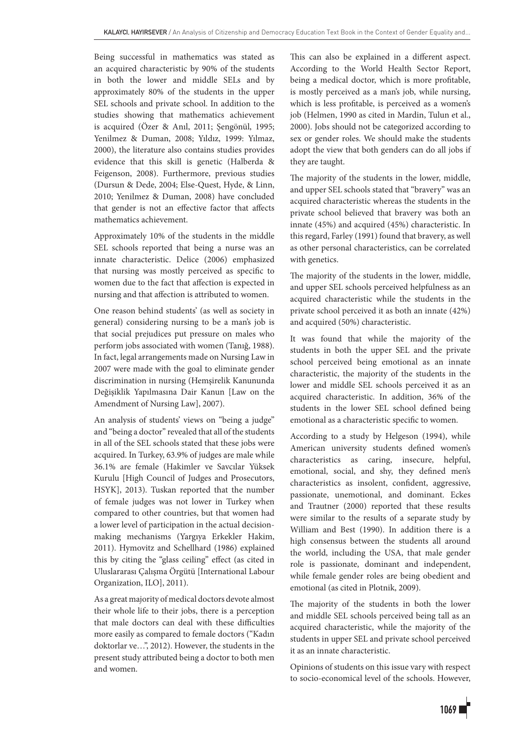Being successful in mathematics was stated as an acquired characteristic by 90% of the students in both the lower and middle SELs and by approximately 80% of the students in the upper SEL schools and private school. In addition to the studies showing that mathematics achievement is acquired (Özer & Anıl, 2011; Şengönül, 1995; Yenilmez & Duman, 2008; Yıldız, 1999: Yılmaz, 2000), the literature also contains studies provides evidence that this skill is genetic (Halberda & Feigenson, 2008). Furthermore, previous studies (Dursun & Dede, 2004; Else-Quest, Hyde, & Linn, 2010; Yenilmez & Duman, 2008) have concluded that gender is not an effective factor that affects mathematics achievement.

Approximately 10% of the students in the middle SEL schools reported that being a nurse was an innate characteristic. Delice (2006) emphasized that nursing was mostly perceived as specific to women due to the fact that affection is expected in nursing and that affection is attributed to women.

One reason behind students' (as well as society in general) considering nursing to be a man's job is that social prejudices put pressure on males who perform jobs associated with women (Tanığ, 1988). In fact, legal arrangements made on Nursing Law in 2007 were made with the goal to eliminate gender discrimination in nursing (Hemşirelik Kanununda Değişiklik Yapılmasına Dair Kanun [Law on the Amendment of Nursing Law], 2007).

An analysis of students' views on "being a judge" and "being a doctor" revealed that all of the students in all of the SEL schools stated that these jobs were acquired. In Turkey, 63.9% of judges are male while 36.1% are female (Hakimler ve Savcılar Yüksek Kurulu [High Council of Judges and Prosecutors, HSYK], 2013). Tuskan reported that the number of female judges was not lower in Turkey when compared to other countries, but that women had a lower level of participation in the actual decision-making mechanisms (Yargıya Erkekler Hakim, 2011). Hymovitz and Schellhard (1986) explained this by citing the "glass ceiling" effect (as cited in Uluslararası Çalışma Örgütü [International Labour Organization, ILO], 2011).

As a great majority of medical doctors devote almost their whole life to their jobs, there is a perception that male doctors can deal with these difficulties more easily as compared to female doctors ("Kadın doktorlar ve…", 2012). However, the students in the present study attributed being a doctor to both men and women.

This can also be explained in a different aspect. According to the World Health Sector Report, being a medical doctor, which is more profitable, is mostly perceived as a man's job, while nursing, which is less profitable, is perceived as a women's job (Helmen, 1990 as cited in Mardin, Tulun et al., 2000). Jobs should not be categorized according to sex or gender roles. We should make the students adopt the view that both genders can do all jobs if they are taught.

The majority of the students in the lower, middle, and upper SEL schools stated that "bravery" was an acquired characteristic whereas the students in the private school believed that bravery was both an innate (45%) and acquired (45%) characteristic. In this regard, Farley (1991) found that bravery, as well as other personal characteristics, can be correlated with genetics.

The majority of the students in the lower, middle, and upper SEL schools perceived helpfulness as an acquired characteristic while the students in the private school perceived it as both an innate (42%) and acquired (50%) characteristic.

It was found that while the majority of the students in both the upper SEL and the private school perceived being emotional as an innate characteristic, the majority of the students in the lower and middle SEL schools perceived it as an acquired characteristic. In addition, 36% of the students in the lower SEL school defined being emotional as a characteristic specific to women.

According to a study by Helgeson (1994), while American university students defined women's characteristics as caring, insecure, helpful, emotional, social, and shy, they defined men's characteristics as insolent, confident, aggressive, passionate, unemotional, and dominant. Eckes and Trautner (2000) reported that these results were similar to the results of a separate study by William and Best (1990). In addition there is a high consensus between the students all around the world, including the USA, that male gender role is passionate, dominant and independent, while female gender roles are being obedient and emotional (as cited in Plotnik, 2009).

The majority of the students in both the lower and middle SEL schools perceived being tall as an acquired characteristic, while the majority of the students in upper SEL and private school perceived it as an innate characteristic.

Opinions of students on this issue vary with respect to socio-economical level of the schools. However,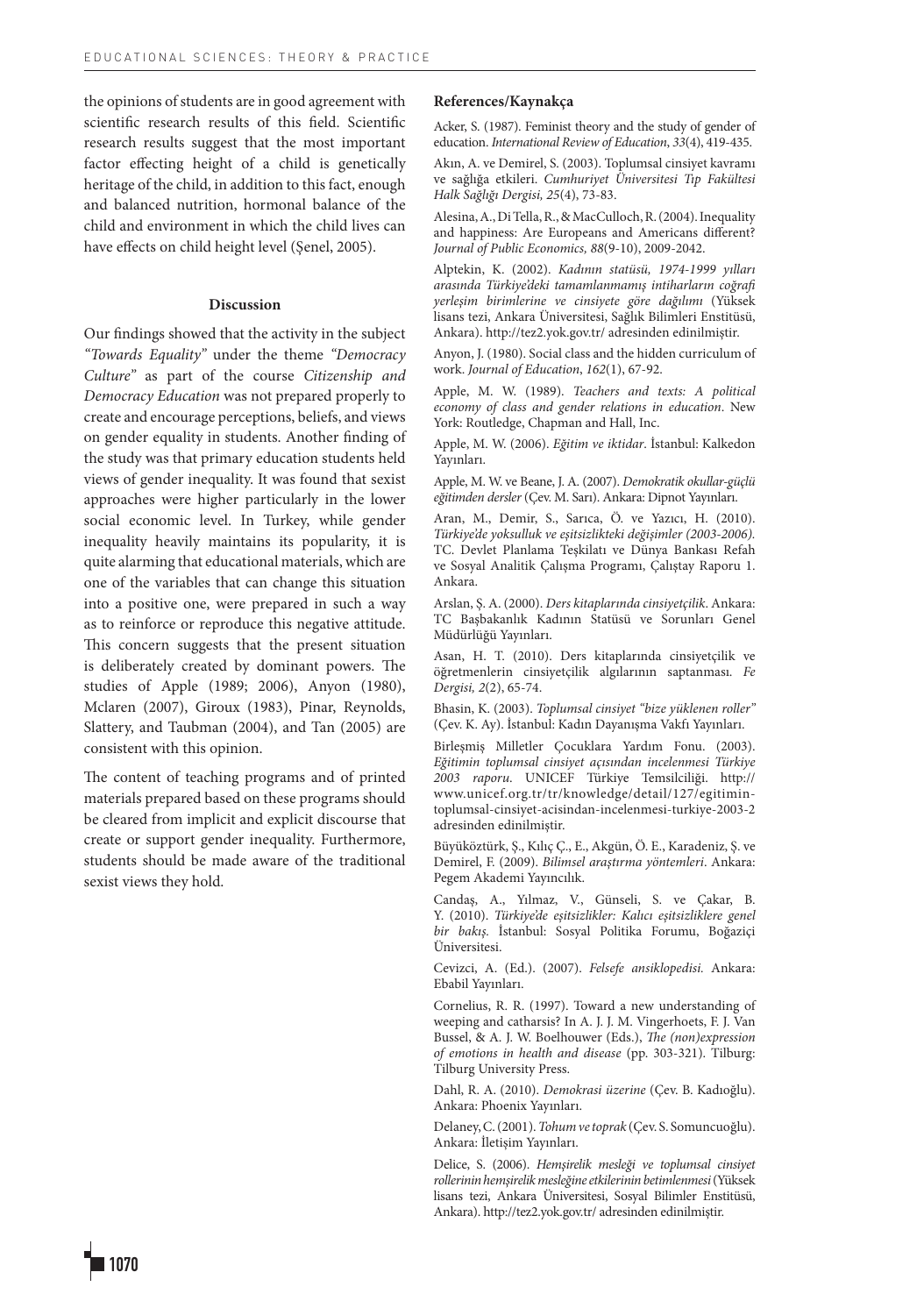the opinions of students are in good agreement with scientific research results of this field. Scientific research results suggest that the most important factor effecting height of a child is genetically heritage of the child, in addition to this fact, enough and balanced nutrition, hormonal balance of the child and environment in which the child lives can have effects on child height level (Şenel, 2005).

## Discussion

Our findings showed that the activity in the subject *"Towards Equality"* under the theme *"Democracy Culture"* as part of the course *Citizenship and Democracy Education* was not prepared properly to create and encourage perceptions, beliefs, and views on gender equality in students. Another finding of the study was that primary education students held views of gender inequality. It was found that sexist approaches were higher particularly in the lower social economic level. In Turkey, while gender inequality heavily maintains its popularity, it is quite alarming that educational materials, which are one of the variables that can change this situation into a positive one, were prepared in such a way as to reinforce or reproduce this negative attitude. This concern suggests that the present situation is deliberately created by dominant powers. The studies of Apple (1989; 2006), Anyon (1980), Mclaren (2007), Giroux (1983), Pinar, Reynolds, Slattery, and Taubman (2004), and Tan (2005) are consistent with this opinion.

The content of teaching programs and of printed materials prepared based on these programs should be cleared from implicit and explicit discourse that create or support gender inequality. Furthermore, students should be made aware of the traditional sexist views they hold.

### References/Kaynakça

Acker, S. (1987). Feminist theory and the study of gender of education. *International Review of Education*, *33*(4), 419-435.

Akın, A. ve Demirel, S. (2003). Toplumsal cinsiyet kavramı ve sağlığa etkileri. *Cumhuriyet Üniversitesi Tıp Fakültesi Halk Sağlığı Dergisi, 25*(4), 73-83.

Alesina, A., Di Tella, R., & MacCulloch, R. (2004). Inequality and happiness: Are Europeans and Americans different? *Journal of Public Economics, 88*(9-10), 2009-2042.

Alptekin, K. (2002). *Kadının statüsü, 1974-1999 yılları arasında Türkiye'deki tamamlanmamış intiharların coğrafi yerleşim birimlerine ve cinsiyete göre dağılımı* (Yüksek lisans tezi, Ankara Üniversitesi, Sağlık Bilimleri Enstitüsü, Ankara). http://tez2.yok.gov.tr/ adresinden edinilmiştir.

Anyon, J. (1980). Social class and the hidden curriculum of work. *Journal of Education*, *162*(1), 67-92.

Apple, M. W. (1989). *Teachers and texts: A political economy of class and gender relations in education*. New York: Routledge, Chapman and Hall, Inc.

Apple, M. W. (2006). *Eğitim ve iktidar*. İstanbul: Kalkedon Yayınları.

Apple, M. W. ve Beane, J. A. (2007). *Demokratik okullar-güçlü eğitimden dersler* (Çev. M. Sarı). Ankara: Dipnot Yayınları.

Aran, M., Demir, S., Sarıca, Ö. ve Yazıcı, H. (2010). *Türkiye'de yoksulluk ve eşitsizlikteki değişimler (2003-2006).* TC. Devlet Planlama Teşkilatı ve Dünya Bankası Refah ve Sosyal Analitik Çalışma Programı, Çalıştay Raporu 1. Ankara.

Arslan, Ş. A. (2000). *Ders kitaplarında cinsiyetçilik*. Ankara: TC Başbakanlık Kadının Statüsü ve Sorunları Genel Müdürlüğü Yayınları.

Asan, H. T. (2010). Ders kitaplarında cinsiyetçilik ve öğretmenlerin cinsiyetçilik algılarının saptanması. *Fe Dergisi, 2*(2), 65-74.

Bhasin, K. (2003). *Toplumsal cinsiyet "bize yüklenen roller"* (Çev. K. Ay). İstanbul: Kadın Dayanışma Vakfı Yayınları.

Birleşmiş Milletler Çocuklara Yardım Fonu. (2003). *Eğitimin toplumsal cinsiyet açısından incelenmesi Türkiye 2003 raporu*. UNICEF Türkiye Temsilciliği. http://www.unicef.org.tr/tr/knowledge/detail/127/egitimin-toplumsal-cinsiyet-acisindan-incelenmesi-turkiye-2003-2 adresinden edinilmiştir.

Büyüköztürk, Ş., Kılıç Ç., E., Akgün, Ö. E., Karadeniz, Ş. ve Demirel, F. (2009). *Bilimsel araştırma yöntemleri*. Ankara: Pegem Akademi Yayıncılık.

Candaş, A., Yılmaz, V., Günseli, S. ve Çakar, B. Y. (2010). *Türkiye'de eşitsizlikler: Kalıcı eşitsizliklere genel bir bakış.* İstanbul: Sosyal Politika Forumu, Boğaziçi Üniversitesi.

Cevizci, A. (Ed.). (2007). *Felsefe ansiklopedisi.* Ankara: Ebabil Yayınları.

Cornelius, R. R. (1997). Toward a new understanding of weeping and catharsis? In A. J. J. M. Vingerhoets, F. J. Van Bussel, & A. J. W. Boelhouwer (Eds.), *The (non)expression of emotions in health and disease* (pp. 303-321). Tilburg: Tilburg University Press.

Dahl, R. A. (2010). *Demokrasi üzerine* (Çev. B. Kadıoğlu). Ankara: Phoenix Yayınları.

Delaney, C. (2001). *Tohum ve toprak* (Çev. S. Somuncuoğlu). Ankara: İletişim Yayınları.

Delice, S. (2006). *Hemşirelik mesleği ve toplumsal cinsiyet rollerinin hemşirelik mesleğine etkilerinin betimlenmesi* (Yüksek lisans tezi, Ankara Üniversitesi, Sosyal Bilimler Enstitüsü, Ankara). http://tez2.yok.gov.tr/ adresinden edinilmiştir.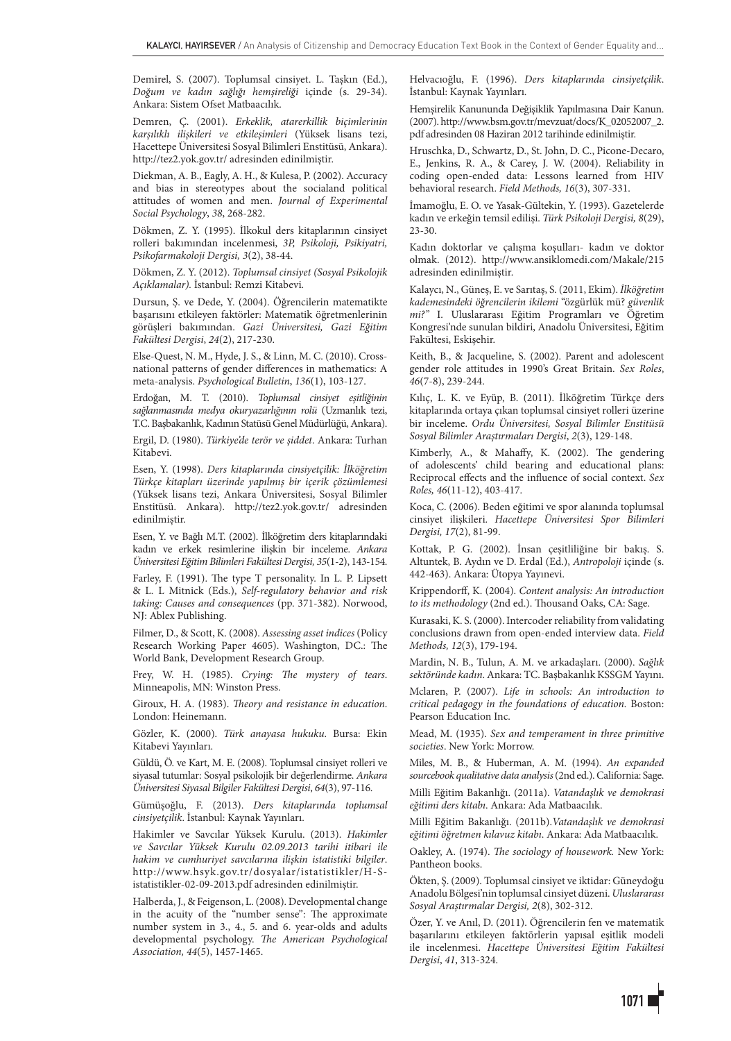Demirel, S. (2007). Toplumsal cinsiyet. L. Taşkın (Ed.), *Doğum ve kadın sağlığı hemşireliği* içinde (s. 29-34). Ankara: Sistem Ofset Matbaacılık.

Demren, Ç. (2001). *Erkeklik, atarerkillik biçimlerinin karşılıklı ilişkileri ve etkileşimleri* (Yüksek lisans tezi, Hacettepe Üniversitesi Sosyal Bilimleri Enstitüsü, Ankara). http://tez2.yok.gov.tr/ adresinden edinilmiştir.

Diekman, A. B., Eagly, A. H., & Kulesa, P. (2002). Accuracy and bias in stereotypes about the socialand political attitudes of women and men. *Journal of Experimental Social Psychology*, *38*, 268-282.

Dökmen, Z. Y. (1995). İlkokul ders kitaplarının cinsiyet rolleri bakımından incelenmesi, *3P, Psikoloji, Psikiyatri, Psikofarmakoloji Dergisi, 3*(2), 38-44.

Dökmen, Z. Y. (2012). *Toplumsal cinsiyet (Sosyal Psikolojik Açıklamalar).* İstanbul: Remzi Kitabevi.

Dursun, Ş. ve Dede, Y. (2004). Öğrencilerin matematikte başarısını etkileyen faktörler: Matematik öğretmenlerinin görüşleri bakımından. *Gazi Üniversitesi, Gazi Eğitim Fakültesi Dergisi*, *24*(2), 217-230.

Else-Quest, N. M., Hyde, J. S., & Linn, M. C. (2010). Cross-national patterns of gender differences in mathematics: A meta-analysis. *Psychological Bulletin*, *136*(1), 103-127.

Erdoğan, M. T. (2010). *Toplumsal cinsiyet eşitliğinin sağlanmasında medya okuryazarlığının rolü* (Uzmanlık tezi, T.C. Başbakanlık, Kadının Statüsü Genel Müdürlüğü, Ankara).

Ergil, D. (1980). *Türkiye'de terör ve şiddet*. Ankara: Turhan Kitabevi.

Esen, Y. (1998). *Ders kitaplarında cinsiyetçilik: İlköğretim Türkçe kitapları üzerinde yapılmış bir içerik çözümlemesi* (Yüksek lisans tezi, Ankara Üniversitesi, Sosyal Bilimler Enstitüsü. Ankara). http://tez2.yok.gov.tr/ adresinden edinilmiştir.

Esen, Y. ve Bağlı M.T. (2002). İlköğretim ders kitaplarındaki kadın ve erkek resimlerine ilişkin bir inceleme. *Ankara Üniversitesi Eğitim Bilimleri Fakültesi Dergisi, 35*(1-2), 143-154.

Farley, F. (1991). The type T personality. In L. P. Lipsett & L. L Mitnick (Eds.), *Self-regulatory behavior and risk taking: Causes and consequences* (pp. 371-382). Norwood, NJ: Ablex Publishing.

Filmer, D., & Scott, K. (2008). *Assessing asset indices* (Policy Research Working Paper 4605). Washington, DC.: The World Bank, Development Research Group.

Frey, W. H. (1985). *Crying: The mystery of tears*. Minneapolis, MN: Winston Press.

Giroux, H. A. (1983). *Theory and resistance in education*. London: Heinemann.

Gözler, K. (2000). *Türk anayasa hukuku*. Bursa: Ekin Kitabevi Yayınları.

Güldü, Ö. ve Kart, M. E. (2008). Toplumsal cinsiyet rolleri ve siyasal tutumlar: Sosyal psikolojik bir değerlendirme. *Ankara Üniversitesi Siyasal Bilgiler Fakültesi Dergisi*, *64*(3), 97-116.

Gümüşoğlu, F. (2013). *Ders kitaplarında toplumsal cinsiyetçilik*. İstanbul: Kaynak Yayınları.

Hakimler ve Savcılar Yüksek Kurulu. (2013). *Hakimler ve Savcılar Yüksek Kurulu 02.09.2013 tarihi itibari ile hakim ve cumhuriyet savcılarına ilişkin istatistiki bilgiler*. http://www.hsyk.gov.tr/dosyalar/istatistikler/H-S-istatistikler-02-09-2013.pdf adresinden edinilmiştir.

Halberda, J., & Feigenson, L. (2008). Developmental change in the acuity of the "number sense": The approximate number system in 3., 4., 5. and 6. year-olds and adults developmental psychology. *The American Psychological Association, 44*(5), 1457-1465.

Helvacıoğlu, F. (1996). *Ders kitaplarında cinsiyetçilik*. İstanbul: Kaynak Yayınları.

Hemşirelik Kanununda Değişiklik Yapılmasına Dair Kanun. (2007). http://www.bsm.gov.tr/mevzuat/docs/K_02052007_2.pdf adresinden 08 Haziran 2012 tarihinde edinilmiştir.

Hruschka, D., Schwartz, D., St. John, D. C., Picone-Decaro, E., Jenkins, R. A., & Carey, J. W. (2004). Reliability in coding open-ended data: Lessons learned from HIV behavioral research. *Field Methods, 16*(3), 307-331.

İmamoğlu, E. O. ve Yasak-Gültekin, Y. (1993). Gazetelerde kadın ve erkeğin temsil edilişi. *Türk Psikoloji Dergisi, 8*(29), 23-30.

Kadın doktorlar ve çalışma koşulları- kadın ve doktor olmak. (2012). http://www.ansiklomedi.com/Makale/215 adresinden edinilmiştir.

Kalaycı, N., Güneş, E. ve Sarıtaş, S. (2011, Ekim). *İlköğretim kademesindeki öğrencilerin ikilemi* "özgürlük mü? *güvenlik mi?"* I. Uluslararası Eğitim Programları ve Öğretim Kongresi'nde sunulan bildiri, Anadolu Üniversitesi, Eğitim Fakültesi, Eskişehir.

Keith, B., & Jacqueline, S. (2002). Parent and adolescent gender role attitudes in 1990's Great Britain. *Sex Roles*, *46*(7-8), 239-244.

Kılıç, L. K. ve Eyüp, B. (2011). İlköğretim Türkçe ders kitaplarında ortaya çıkan toplumsal cinsiyet rolleri üzerine bir inceleme. *Ordu Üniversitesi, Sosyal Bilimler Enstitüsü Sosyal Bilimler Araştırmaları Dergisi*, *2*(3), 129-148.

Kimberly, A., & Mahaffy, K. (2002). The gendering of adolescents' child bearing and educational plans: Reciprocal effects and the influence of social context. *Sex Roles, 46*(11-12), 403-417.

Koca, C. (2006). Beden eğitimi ve spor alanında toplumsal cinsiyet ilişkileri. *Hacettepe Üniversitesi Spor Bilimleri Dergisi, 17*(2), 81-99.

Kottak, P. G. (2002). İnsan çeşitliliğine bir bakış. S. Altuntek, B. Aydın ve D. Erdal (Ed.), *Antropoloji* içinde (s. 442-463). Ankara: Ütopya Yayınevi.

Krippendorff, K. (2004). *Content analysis: An introduction to its methodology* (2nd ed.). Thousand Oaks, CA: Sage.

Kurasaki, K. S. (2000). Intercoder reliability from validating conclusions drawn from open-ended interview data. *Field Methods, 12*(3), 179-194.

Mardin, N. B., Tulun, A. M. ve arkadaşları. (2000). *Sağlık sektöründe kadın*. Ankara: TC. Başbakanlık KSSGM Yayını.

Mclaren, P. (2007). *Life in schools: An introduction to critical pedagogy in the foundations of education.* Boston: Pearson Education Inc.

Mead, M. (1935). *Sex and temperament in three primitive societies*. New York: Morrow.

Miles, M. B., & Huberman, A. M. (1994). *An expanded sourcebook qualitative data analysis* (2nd ed.). California: Sage.

Milli Eğitim Bakanlığı. (2011a). *Vatandaşlık ve demokrasi eğitimi ders kitabı*. Ankara: Ada Matbaacılık.

Milli Eğitim Bakanlığı. (2011b).*Vatandaşlık ve demokrasi eğitimi öğretmen kılavuz kitabı*. Ankara: Ada Matbaacılık.

Oakley, A. (1974). *The sociology of housework.* New York: Pantheon books.

Ökten, Ş. (2009). Toplumsal cinsiyet ve iktidar: Güneydoğu Anadolu Bölgesi'nin toplumsal cinsiyet düzeni. *Uluslararası Sosyal Araştırmalar Dergisi, 2*(8), 302-312.

Özer, Y. ve Anıl, D. (2011). Öğrencilerin fen ve matematik başarılarını etkileyen faktörlerin yapısal eşitlik modeli ile incelenmesi. *Hacettepe Üniversitesi Eğitim Fakültesi Dergisi*, *41*, 313-324.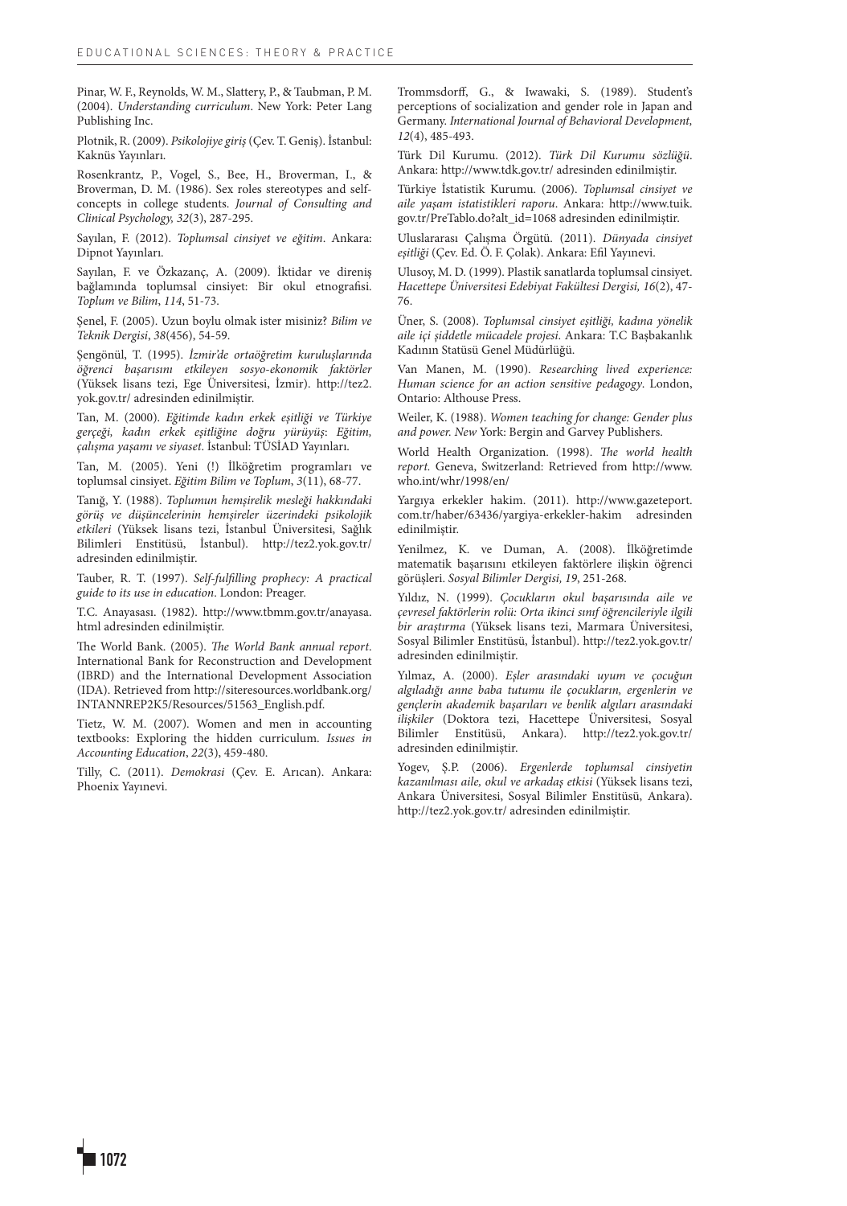Pinar, W. F., Reynolds, W. M., Slattery, P., & Taubman, P. M. (2004). *Understanding curriculum*. New York: Peter Lang Publishing Inc.

Plotnik, R. (2009). *Psikolojiye giriş* (Çev. T. Geniş). İstanbul: Kaknüs Yayınları.

Rosenkrantz, P., Vogel, S., Bee, H., Broverman, I., & Broverman, D. M. (1986). Sex roles stereotypes and self-concepts in college students. *Journal of Consulting and Clinical Psychology, 32*(3), 287-295.

Sayılan, F. (2012). *Toplumsal cinsiyet ve eğitim*. Ankara: Dipnot Yayınları.

Sayılan, F. ve Özkazanç, A. (2009). İktidar ve direniş bağlamında toplumsal cinsiyet: Bir okul etnografisi. *Toplum ve Bilim*, *114*, 51-73.

Şenel, F. (2005). Uzun boylu olmak ister misiniz? *Bilim ve Teknik Dergisi*, *38*(456), 54-59.

Şengönül, T. (1995). *İzmir'de ortaöğretim kuruluşlarında öğrenci başarısını etkileyen sosyo-ekonomik faktörler* (Yüksek lisans tezi, Ege Üniversitesi, İzmir). http://tez2.yok.gov.tr/ adresinden edinilmiştir.

Tan, M. (2000). *Eğitimde kadın erkek eşitliği ve Türkiye gerçeği, kadın erkek eşitliğine doğru yürüyüş: Eğitim, çalışma yaşamı ve siyaset*. İstanbul: TÜSİAD Yayınları.

Tan, M. (2005). Yeni (!) İlköğretim programları ve toplumsal cinsiyet. *Eğitim Bilim ve Toplum*, *3*(11), 68-77.

Tanığ, Y. (1988). *Toplumun hemşirelik mesleği hakkındaki görüş ve düşüncelerinin hemşireler üzerindeki psikolojik etkileri* (Yüksek lisans tezi, İstanbul Üniversitesi, Sağlık Bilimleri Enstitüsü, İstanbul). http://tez2.yok.gov.tr/ adresinden edinilmiştir.

Tauber, R. T. (1997). *Self-fulfilling prophecy: A practical guide to its use in education*. London: Preager.

T.C. Anayasası. (1982). http://www.tbmm.gov.tr/anayasa.html adresinden edinilmiştir.

The World Bank. (2005). *The World Bank annual report*. International Bank for Reconstruction and Development (IBRD) and the International Development Association (IDA). Retrieved from http://siteresources.worldbank.org/INTANNREP2K5/Resources/51563_English.pdf.

Tietz, W. M. (2007). Women and men in accounting textbooks: Exploring the hidden curriculum. *Issues in Accounting Education*, *22*(3), 459-480.

Tilly, C. (2011). *Demokrasi* (Çev. E. Arıcan). Ankara: Phoenix Yayınevi.

Trommsdorff, G., & Iwawaki, S. (1989). Student's perceptions of socialization and gender role in Japan and Germany. *International Journal of Behavioral Development, 12*(4), 485-493.

Türk Dil Kurumu. (2012). *Türk Dil Kurumu sözlüğü*. Ankara: http://www.tdk.gov.tr/ adresinden edinilmiştir.

Türkiye İstatistik Kurumu. (2006). *Toplumsal cinsiyet ve aile yaşam istatistikleri raporu*. Ankara: http://www.tuik.gov.tr/PreTablo.do?alt_id=1068 adresinden edinilmiştir.

Uluslararası Çalışma Örgütü. (2011). *Dünyada cinsiyet eşitliği* (Çev. Ed. Ö. F. Çolak). Ankara: Efil Yayınevi.

Ulusoy, M. D. (1999). Plastik sanatlarda toplumsal cinsiyet. *Hacettepe Üniversitesi Edebiyat Fakültesi Dergisi, 16*(2), 47-76.

Üner, S. (2008). *Toplumsal cinsiyet eşitliği, kadına yönelik aile içi şiddetle mücadele projesi*. Ankara: T.C Başbakanlık Kadının Statüsü Genel Müdürlüğü.

Van Manen, M. (1990). *Researching lived experience: Human science for an action sensitive pedagogy*. London, Ontario: Althouse Press.

Weiler, K. (1988). *Women teaching for change: Gender plus and power. New* York: Bergin and Garvey Publishers.

World Health Organization. (1998). *The world health report*. Geneva, Switzerland: Retrieved from http://www.who.int/whr/1998/en/

Yargıya erkekler hakim. (2011). http://www.gazeteport.com.tr/haber/63436/yargiya-erkekler-hakim adresinden edinilmiştir.

Yenilmez, K. ve Duman, A. (2008). İlköğretimde matematik başarısını etkileyen faktörlere ilişkin öğrenci görüşleri. *Sosyal Bilimler Dergisi, 19*, 251-268.

Yıldız, N. (1999). *Çocukların okul başarısında aile ve çevresel faktörlerin rolü: Orta ikinci sınıf öğrencileriyle ilgili bir araştırma* (Yüksek lisans tezi, Marmara Üniversitesi, Sosyal Bilimler Enstitüsü, İstanbul). http://tez2.yok.gov.tr/ adresinden edinilmiştir.

Yılmaz, A. (2000). *Eşler arasındaki uyum ve çocuğun algıladığı anne baba tutumu ile çocukların, ergenlerin ve gençlerin akademik başarıları ve benlik algıları arasındaki ilişkiler* (Doktora tezi, Hacettepe Üniversitesi, Sosyal Bilimler Enstitüsü, Ankara). http://tez2.yok.gov.tr/ adresinden edinilmiştir.

Yogev, Ş.P. (2006). *Ergenlerde toplumsal cinsiyetin kazanılması aile, okul ve arkadaş etkisi* (Yüksek lisans tezi, Ankara Üniversitesi, Sosyal Bilimler Enstitüsü, Ankara). http://tez2.yok.gov.tr/ adresinden edinilmiştir.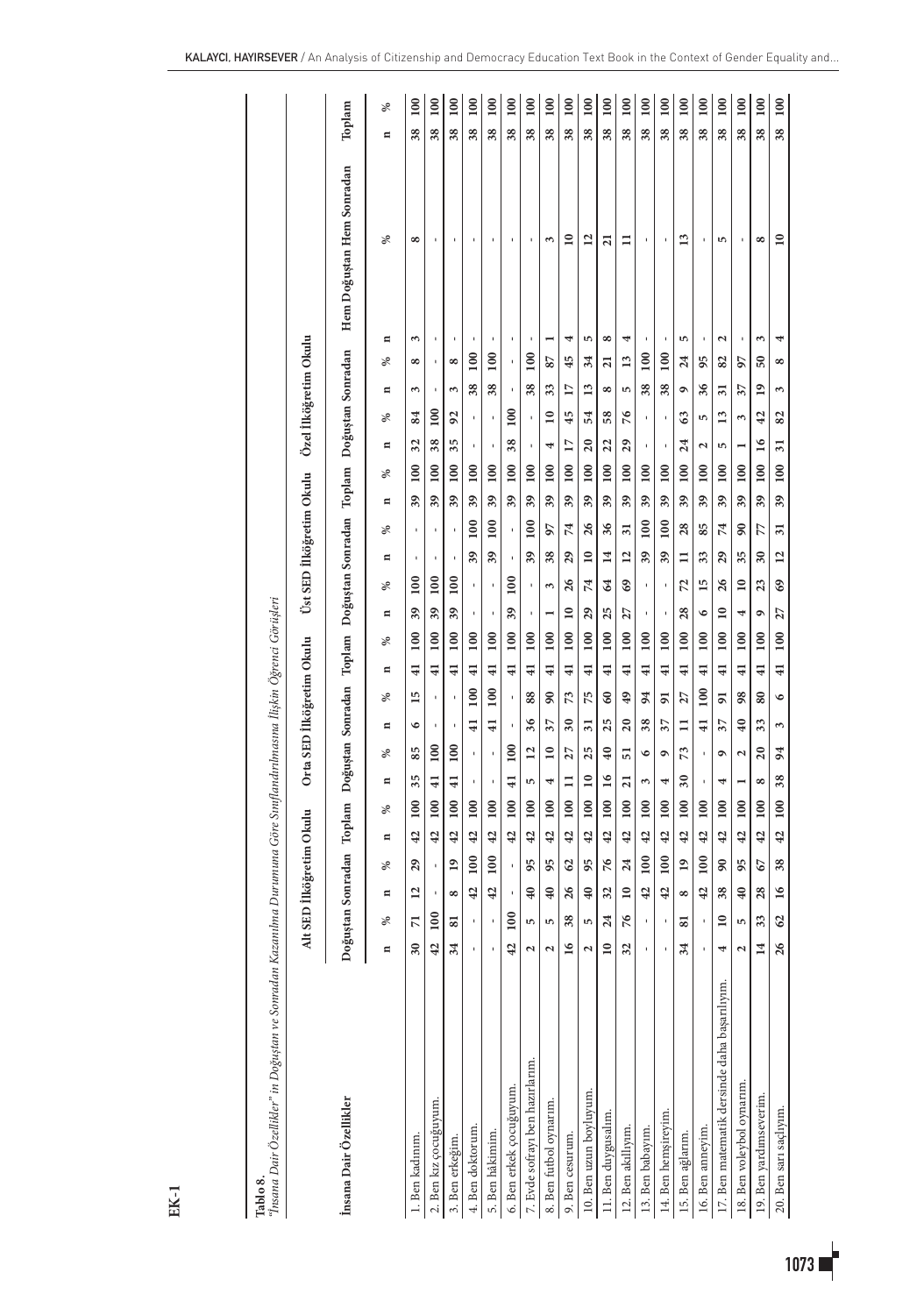## EK-1

**Tablo 8.**
*"İnsana Dair Özellikler" in Doğuştan ve Sonradan Kazanılma Durumuna Göre Sınıflandırılmasına İlişkin Öğrenci Görüşleri*

| İnsana Dair Özellikler | Alt SED İlköğretim Okulu | | | | | | Orta SED İlköğretim Okulu | | | | | | Üst SED İlköğretim Okulu | | | | | | Özel İlköğretim Okulu | | | | | | | |
|---|---|---|---|---|---|---|---|---|---|---|---|---|---|---|---|---|---|---|---|---|---|---|---|---|---|---|
| | Doğuştan | | Sonradan | | Toplam | | Doğuştan | | Sonradan | | Toplam | | Doğuştan | | Sonradan | | Toplam | | Doğuştan | | Sonradan | | Hem Doğuştan Hem Sonradan | | Toplam | |
| | n | % | n | % | n | % | n | % | n | % | n | % | n | % | n | % | n | % | n | % | n | % | n | % | n | % |
| 1. Ben kadınım. | 30 | 71 | 12 | 29 | 42 | 100 | 35 | 85 | 6 | 15 | 41 | 100 | 39 | 100 | - | - | 39 | 100 | 32 | 84 | 3 | 8 | 3 | 8 | 38 | 100 |
| 2. Ben kız çocuğuyum. | 42 | 100 | - | - | 42 | 100 | 41 | 100 | - | - | 41 | 100 | 39 | 100 | - | - | 39 | 100 | 38 | 100 | - | - | - | - | 38 | 100 |
| 3. Ben erkeğim. | 34 | 81 | 8 | 19 | 42 | 100 | 41 | 100 | - | - | 41 | 100 | 39 | 100 | - | - | 39 | 100 | 35 | 92 | 3 | 8 | - | - | 38 | 100 |
| 4. Ben doktorum. | - | - | 42 | 100 | 42 | 100 | - | - | 41 | 100 | 41 | 100 | - | - | 39 | 100 | 39 | 100 | - | - | 38 | 100 | - | - | 38 | 100 |
| 5. Ben hâkimim. | - | - | 42 | 100 | 42 | 100 | - | - | 41 | 100 | 41 | 100 | - | - | 39 | 100 | 39 | 100 | - | - | 38 | 100 | - | - | 38 | 100 |
| 6. Ben erkek çocuğuyum. | 42 | 100 | - | - | 42 | 100 | 41 | 100 | - | - | 41 | 100 | 39 | 100 | - | - | 39 | 100 | 38 | 100 | - | - | - | - | 38 | 100 |
| 7. Evde sofrayı ben hazırlarım. | 2 | 5 | 40 | 95 | 42 | 100 | 5 | 12 | 36 | 88 | 41 | 100 | - | - | 39 | 100 | 39 | 100 | - | - | 38 | 100 | - | - | 38 | 100 |
| 8. Ben futbol oynarım. | 2 | 5 | 40 | 95 | 42 | 100 | 4 | 10 | 37 | 90 | 41 | 100 | 1 | 3 | 38 | 97 | 39 | 100 | 4 | 10 | 33 | 87 | 1 | 3 | 38 | 100 |
| 9. Ben cesurum. | 16 | 38 | 26 | 62 | 42 | 100 | 11 | 27 | 30 | 73 | 41 | 100 | 10 | 26 | 29 | 74 | 39 | 100 | 17 | 45 | 17 | 45 | 4 | 10 | 38 | 100 |
| 10. Ben uzun boyluyum. | 2 | 5 | 40 | 95 | 42 | 100 | 10 | 25 | 31 | 75 | 41 | 100 | 29 | 74 | 10 | 26 | 39 | 100 | 20 | 54 | 13 | 34 | 5 | 12 | 38 | 100 |
| 11. Ben duygusalım. | 10 | 24 | 32 | 76 | 42 | 100 | 16 | 40 | 25 | 60 | 41 | 100 | 25 | 64 | 14 | 36 | 39 | 100 | 22 | 58 | 8 | 21 | 8 | 21 | 38 | 100 |
| 12. Ben akıllıyım. | 32 | 76 | 10 | 24 | 42 | 100 | 21 | 51 | 20 | 49 | 41 | 100 | 27 | 69 | 12 | 31 | 39 | 100 | 29 | 76 | 5 | 13 | 4 | 11 | 38 | 100 |
| 13. Ben babayım. | - | - | 42 | 100 | 42 | 100 | 3 | 6 | 38 | 94 | 41 | 100 | - | - | 39 | 100 | 39 | 100 | - | - | 38 | 100 | - | - | 38 | 100 |
| 14. Ben hemşireyim. | - | - | 42 | 100 | 42 | 100 | 4 | 9 | 37 | 91 | 41 | 100 | - | - | 39 | 100 | 39 | 100 | - | - | 38 | 100 | - | - | 38 | 100 |
| 15. Ben ağlarım. | 34 | 81 | 8 | 19 | 42 | 100 | 30 | 73 | 11 | 27 | 41 | 100 | 28 | 72 | 11 | 28 | 39 | 100 | 24 | 63 | 9 | 24 | 5 | 13 | 38 | 100 |
| 16. Ben anneyim. | - | - | 42 | 100 | 42 | 100 | - | - | 41 | 100 | 41 | 100 | 6 | 15 | 33 | 85 | 39 | 100 | 2 | 5 | 36 | 95 | - | - | 38 | 100 |
| 17. Ben matematik dersinde daha başarılıyım. | 4 | 10 | 38 | 90 | 42 | 100 | 4 | 9 | 37 | 91 | 41 | 100 | 10 | 26 | 29 | 74 | 39 | 100 | 5 | 13 | 31 | 82 | 2 | 5 | 38 | 100 |
| 18. Ben voleybol oynarım. | 2 | 5 | 40 | 95 | 42 | 100 | 1 | 2 | 40 | 98 | 41 | 100 | 4 | 10 | 35 | 90 | 39 | 100 | 1 | 3 | 37 | 97 | - | - | 38 | 100 |
| 19. Ben yardımseverim. | 14 | 33 | 28 | 67 | 42 | 100 | 8 | 20 | 33 | 80 | 41 | 100 | 9 | 23 | 30 | 77 | 39 | 100 | 16 | 42 | 19 | 50 | 3 | 8 | 38 | 100 |
| 20. Ben sarı saçlıyım. | 26 | 62 | 16 | 38 | 42 | 100 | 38 | 94 | 3 | 6 | 41 | 100 | 27 | 69 | 12 | 31 | 39 | 100 | 31 | 82 | 3 | 8 | 4 | 10 | 38 | 100 |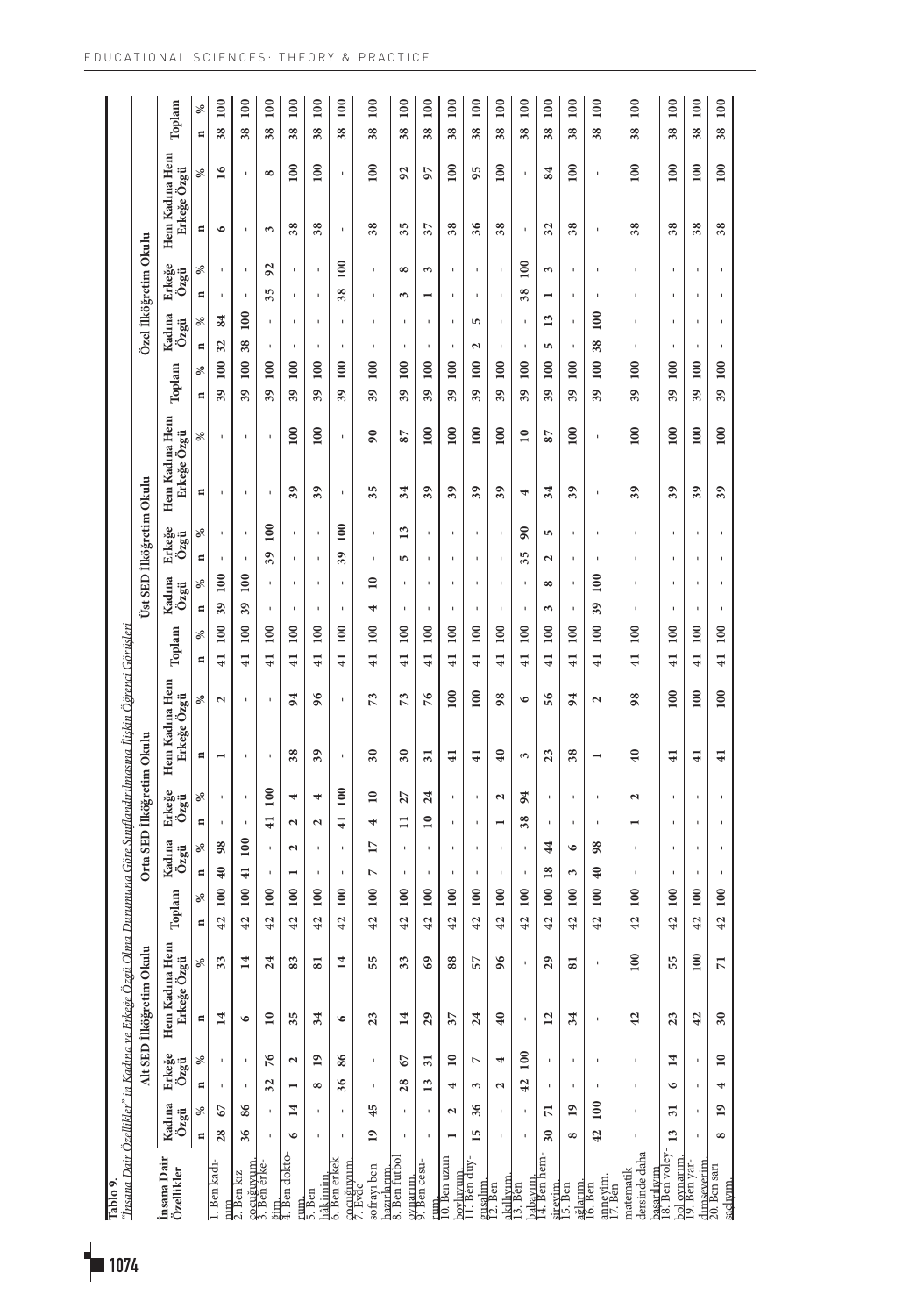**Tablo 9.**

*"İnsana Dair Özellikler" in Kadına ve Erkeğe Özgü Olma Durumuna Göre Sınıflandırılmasına İlişkin Öğrenci Görüşleri*

| İnsana Dair Özellikler | Alt SED İlköğretim Okulu | | | | | | | | Orta SED İlköğretim Okulu | | | | | | | | Üst SED İlköğretim Okulu | | | | | | | | Özel İlköğretim Okulu | | | | | | | |
|---|---|---|---|---|---|---|---|---|---|---|---|---|---|---|---|---|---|---|---|---|---|---|---|---|---|---|---|---|---|---|---|---|
| | Kadına Özgü | | Erkeğe Özgü | | Hem Kadına Hem Erkeğe Özgü | | Toplam | | Kadına Özgü | | Erkeğe Özgü | | Hem Kadına Hem Erkeğe Özgü | | Toplam | | Kadına Özgü | | Erkeğe Özgü | | Hem Kadına Hem Erkeğe Özgü | | Toplam | | Kadına Özgü | | Erkeğe Özgü | | Hem Kadına Hem Erkeğe Özgü | | Toplam | |
| | n | % | n | % | n | % | n | % | n | % | n | % | n | % | n | % | n | % | n | % | n | % | n | % | n | % | n | % | n | % | n | % |
| 1. Ben kadınım | 28 | 67 | - | - | 14 | 33 | 42 | 100 | 40 | 98 | - | - | 1 | 2 | 41 | 100 | 39 | 100 | - | - | - | - | 39 | 100 | 32 | 84 | - | - | 6 | 16 | 38 | 100 |
| 2. Ben kız çocuğuyum | 36 | 86 | - | - | 6 | 14 | 42 | 100 | 41 | 100 | - | - | - | - | 41 | 100 | 39 | 100 | - | - | - | - | 39 | 100 | 38 | 100 | - | - | - | - | 38 | 100 |
| 3. Ben erkeğim | - | - | 32 | 76 | 10 | 24 | 42 | 100 | - | - | 41 | 100 | - | - | 41 | 100 | - | - | 39 | 100 | - | - | 39 | 100 | - | - | 35 | 92 | 3 | 8 | 38 | 100 |
| 4. Ben doktorum | 6 | 14 | 1 | 2 | 35 | 83 | 42 | 100 | 1 | 2 | 2 | 4 | 38 | 94 | 41 | 100 | - | - | - | - | 39 | 100 | 39 | 100 | - | - | - | - | 38 | 100 | 38 | 100 |
| 5. Ben hakimim | - | - | 8 | 19 | 34 | 81 | 42 | 100 | - | - | 2 | 4 | 39 | 96 | 41 | 100 | - | - | - | - | 39 | 100 | 39 | 100 | - | - | - | - | 38 | 100 | 38 | 100 |
| 6. Ben erkek çocuğuyum | - | - | 36 | 86 | 6 | 14 | 42 | 100 | - | - | 41 | 100 | - | - | 41 | 100 | - | - | 39 | 100 | - | - | 39 | 100 | - | - | 38 | 100 | - | - | 38 | 100 |
| 7. Evde sofrayı ben hazırlarım | 19 | 45 | - | - | 23 | 55 | 42 | 100 | 7 | 17 | 4 | 10 | 30 | 73 | 41 | 100 | 4 | 10 | - | - | 35 | 90 | 39 | 100 | - | - | - | - | 38 | 100 | 38 | 100 |
| 8. Ben futbol oynarım | - | - | 28 | 67 | 14 | 33 | 42 | 100 | - | - | 11 | 27 | 30 | 73 | 41 | 100 | - | - | 5 | 13 | 34 | 87 | 39 | 100 | - | - | 3 | 8 | 35 | 92 | 38 | 100 |
| 9. Ben cesurum | - | - | 13 | 31 | 29 | 69 | 42 | 100 | - | - | 10 | 24 | 31 | 76 | 41 | 100 | - | - | - | - | 39 | 100 | 39 | 100 | - | - | 1 | 3 | 37 | 97 | 38 | 100 |
| 10. Ben uzun boyluyum | 1 | 2 | 4 | 10 | 37 | 88 | 42 | 100 | - | - | - | - | 41 | 100 | 41 | 100 | - | - | - | - | 39 | 100 | 39 | 100 | - | - | - | - | 38 | 100 | 38 | 100 |
| 11. Ben duygusalım | 15 | 36 | 3 | 7 | 24 | 57 | 42 | 100 | - | - | - | - | 41 | 100 | 41 | 100 | - | - | - | - | 39 | 100 | 39 | 100 | 2 | 5 | - | - | 36 | 95 | 38 | 100 |
| 12. Ben akıllıyım | - | - | 2 | 4 | 40 | 96 | 42 | 100 | - | - | 1 | 2 | 40 | 98 | 41 | 100 | - | - | - | - | 39 | 100 | 39 | 100 | - | - | - | - | 38 | 100 | 38 | 100 |
| 13. Ben babayım | - | - | 42 | 100 | - | - | 42 | 100 | - | - | 38 | 94 | 3 | 6 | 41 | 100 | - | - | 35 | 90 | 4 | 10 | 39 | 100 | - | - | 38 | 100 | - | - | 38 | 100 |
| 14. Ben hemşireyim | 30 | 71 | - | - | 12 | 29 | 42 | 100 | 18 | 44 | - | - | 23 | 56 | 41 | 100 | 3 | 8 | 2 | 5 | 34 | 87 | 39 | 100 | 5 | 13 | 1 | 3 | 32 | 84 | 38 | 100 |
| 15. Ben ağlarım | 8 | 19 | - | - | 34 | 81 | 42 | 100 | 3 | 6 | - | - | 38 | 94 | 41 | 100 | - | - | - | - | 39 | 100 | 39 | 100 | - | - | - | - | 38 | 100 | 38 | 100 |
| 16. Ben anneyim | 42 | 100 | - | - | - | - | 42 | 100 | 40 | 98 | - | - | 1 | 2 | 41 | 100 | 39 | 100 | - | - | - | - | 39 | 100 | 38 | 100 | - | - | - | - | 38 | 100 |
| 17. Ben matematik dersinde daha başarılıyım | - | - | - | - | 42 | 100 | 42 | 100 | - | - | 1 | 2 | 40 | 98 | 41 | 100 | - | - | - | - | 39 | 100 | 39 | 100 | - | - | - | - | 38 | 100 | 38 | 100 |
| 18. Ben voleybol oynarım | 13 | 31 | 6 | 14 | 23 | 55 | 42 | 100 | - | - | - | - | 41 | 100 | 41 | 100 | - | - | - | - | 39 | 100 | 39 | 100 | - | - | - | - | 38 | 100 | 38 | 100 |
| 19. Ben yardımseverim | - | - | - | - | 42 | 100 | 42 | 100 | - | - | - | - | 41 | 100 | 41 | 100 | - | - | - | - | 39 | 100 | 39 | 100 | - | - | - | - | 38 | 100 | 38 | 100 |
| 20. Ben sarı saçlıyım | 8 | 19 | 4 | 10 | 30 | 71 | 42 | 100 | - | - | - | - | 41 | 100 | 41 | 100 | - | - | - | - | 39 | 100 | 39 | 100 | - | - | - | - | 38 | 100 | 38 | 100 |